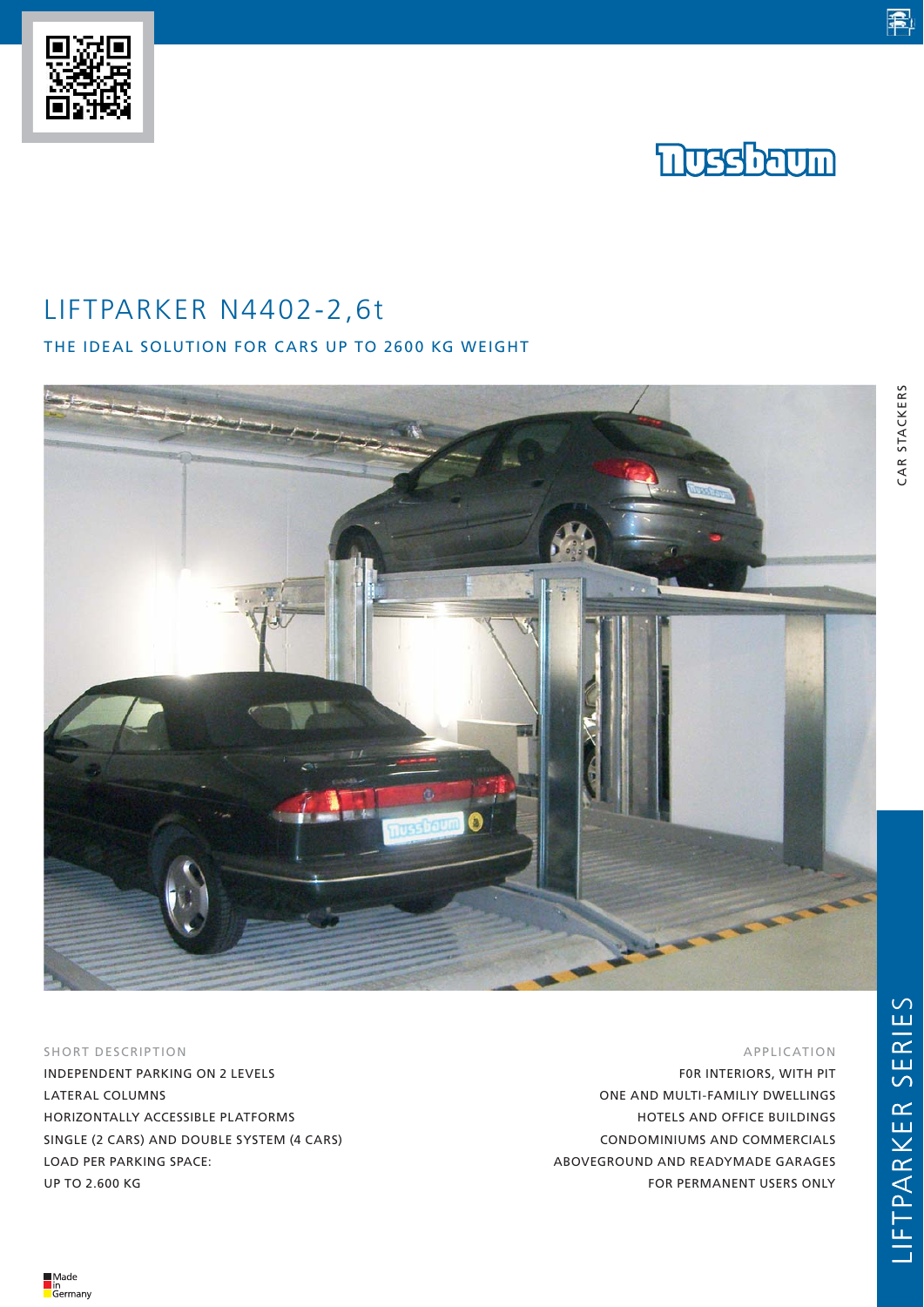# LIFTPARKER N4402-2,6t

## THE IDEAL SOLUTION FOR CARS UP TO 2600 KG WEIGHT

CAR STACKERS

SHORT DESCRIPTION

INDEPENDENT PARKING ON 2 LEVELS
LATERAL COLUMNS
HORIZONTALLY ACCESSIBLE PLATFORMS
SINGLE (2 CARS) AND DOUBLE SYSTEM (4 CARS)
LOAD PER PARKING SPACE:
UP TO 2.600 KG

APPLICATION

F0R INTERIORS, WITH PIT
ONE AND MULTI-FAMILIY DWELLINGS
HOTELS AND OFFICE BUILDINGS
CONDOMINIUMS AND COMMERCIALS
ABOVEGROUND AND READYMADE GARAGES
FOR PERMANENT USERS ONLY

LIFTPARKER SERIES

Made in Germany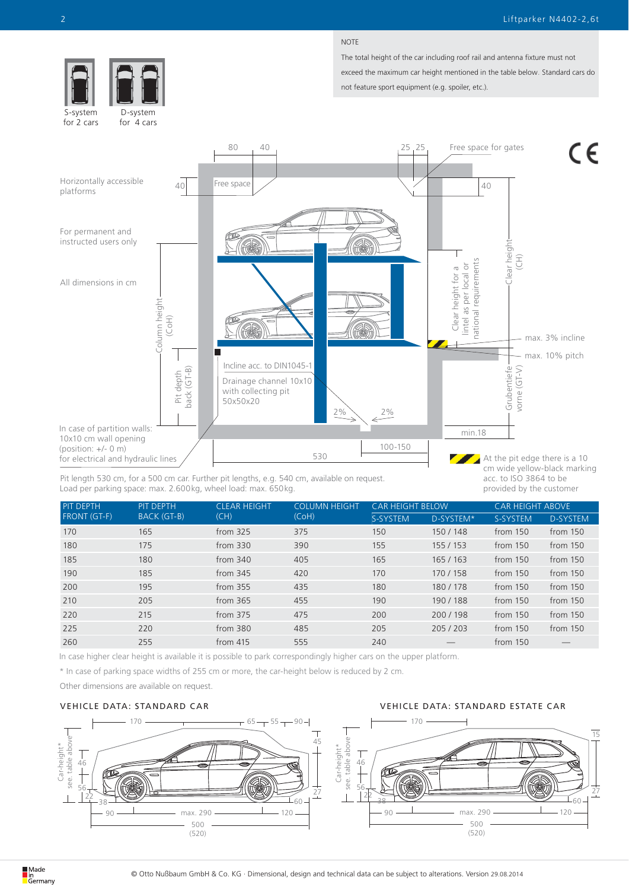NOTE

The total height of the car including roof rail and antenna fixture must not exceed the maximum car height mentioned in the table below. Standard cars do not feature sport equipment (e.g. spoiler, etc.).

S-system for 2 cars

D-system for 4 cars

Horizontally accessible platforms

For permanent and instructed users only

All dimensions in cm

Free space

Free space for gates

Incline acc. to DIN1045-1

Drainage channel 10x10 with collecting pit 50x50x20

Clear height for a lintel as per local or national requirements

max. 3% incline

max. 10% pitch

In case of partition walls: 10x10 cm wall opening (position: +/- 0 m) for electrical and hydraulic lines

At the pit edge there is a 10 cm wide yellow-black marking acc. to ISO 3864 to be provided by the customer

Pit length 530 cm, for a 500 cm car. Further pit lengths, e.g. 540 cm, available on request.
Load per parking space: max. 2.600 kg, wheel load: max. 650 kg.

| PIT DEPTH FRONT (GT-F) | PIT DEPTH BACK (GT-B) | CLEAR HEIGHT (CH) | COLUMN HEIGHT (CoH) | CAR HEIGHT BELOW | | CAR HEIGHT ABOVE | |
|---|---|---|---|---|---|---|---|
| | | | | S-SYSTEM | D-SYSTEM* | S-SYSTEM | D-SYSTEM |
| 170 | 165 | from 325 | 375 | 150 | 150 / 148 | from 150 | from 150 |
| 180 | 175 | from 330 | 390 | 155 | 155 / 153 | from 150 | from 150 |
| 185 | 180 | from 340 | 405 | 165 | 165 / 163 | from 150 | from 150 |
| 190 | 185 | from 345 | 420 | 170 | 170 / 158 | from 150 | from 150 |
| 200 | 195 | from 355 | 435 | 180 | 180 / 178 | from 150 | from 150 |
| 210 | 205 | from 365 | 455 | 190 | 190 / 188 | from 150 | from 150 |
| 220 | 215 | from 375 | 475 | 200 | 200 / 198 | from 150 | from 150 |
| 225 | 220 | from 380 | 485 | 205 | 205 / 203 | from 150 | from 150 |
| 260 | 255 | from 415 | 555 | 240 | — | from 150 | — |

In case higher clear height is available it is possible to park correspondingly higher cars on the upper platform.

* In case of parking space widths of 255 cm or more, the car-height below is reduced by 2 cm.

Other dimensions are available on request.

## VEHICLE DATA: STANDARD CAR

## VEHICLE DATA: STANDARD ESTATE CAR

© Otto Nußbaum GmbH & Co. KG · Dimensional, design and technical data can be subject to alterations. Version 29.08.2014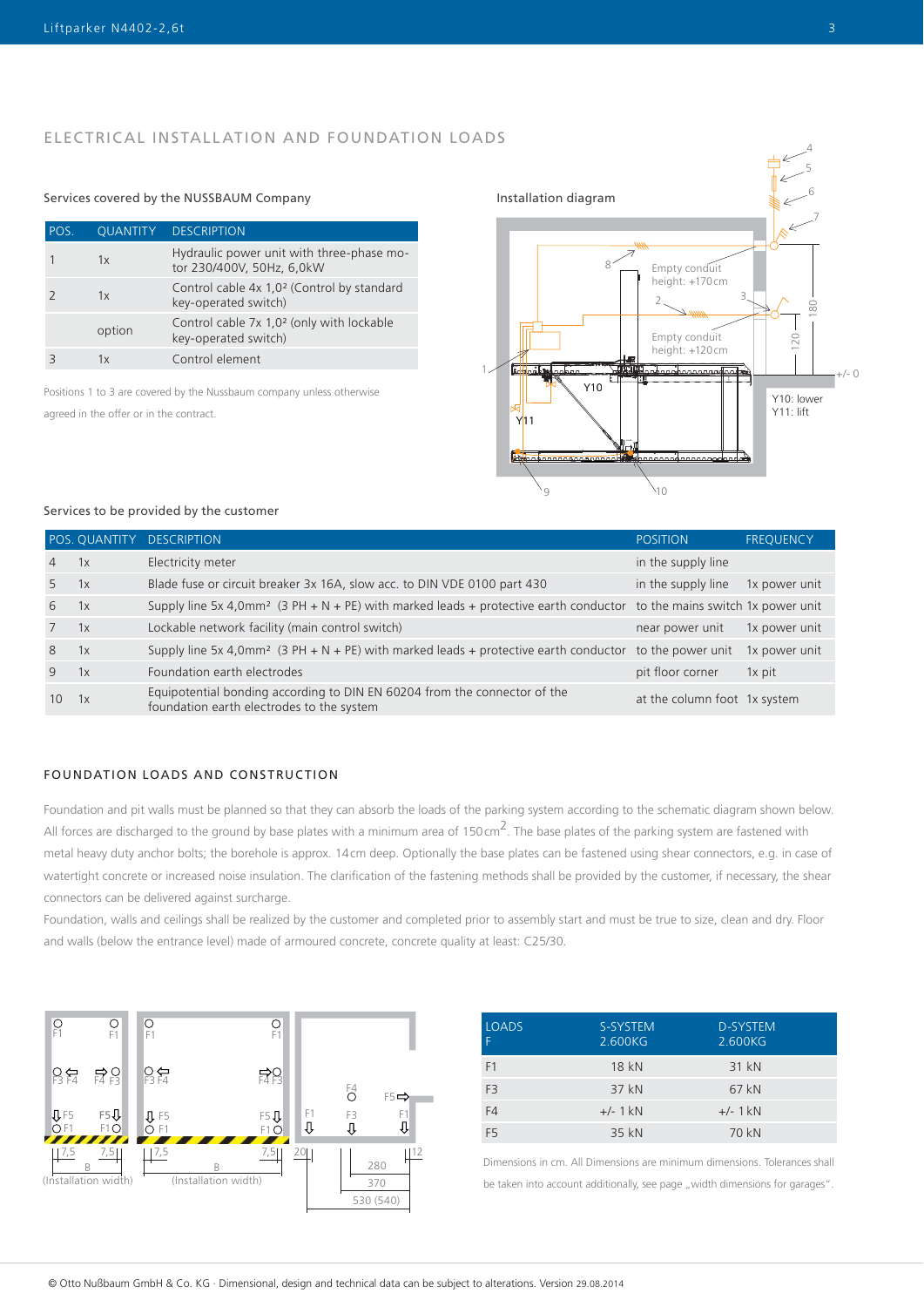## ELECTRICAL INSTALLATION AND FOUNDATION LOADS

### Services covered by the NUSSBAUM Company

| POS. | QUANTITY | DESCRIPTION |
|---|---|---|
| 1 | 1x | Hydraulic power unit with three-phase motor 230/400V, 50Hz, 6,0kW |
| 2 | 1x | Control cable 4x 1,0² (Control by standard key-operated switch) |
| | option | Control cable 7x 1,0² (only with lockable key-operated switch) |
| 3 | 1x | Control element |

Positions 1 to 3 are covered by the Nussbaum company unless otherwise agreed in the offer or in the contract.

Installation diagram

Empty conduit height: +170cm

Empty conduit height: +120cm

Y10: lower
Y11: lift

### Services to be provided by the customer

| POS. | QUANTITY | DESCRIPTION | POSITION | FREQUENCY |
|---|---|---|---|---|
| 4 | 1x | Electricity meter | in the supply line | |
| 5 | 1x | Blade fuse or circuit breaker 3x 16A, slow acc. to DIN VDE 0100 part 430 | in the supply line | 1x power unit |
| 6 | 1x | Supply line 5x 4,0mm² (3 PH + N + PE) with marked leads + protective earth conductor | to the mains switch | 1x power unit |
| 7 | 1x | Lockable network facility (main control switch) | near power unit | 1x power unit |
| 8 | 1x | Supply line 5x 4,0mm² (3 PH + N + PE) with marked leads + protective earth conductor | to the power unit | 1x power unit |
| 9 | 1x | Foundation earth electrodes | pit floor corner | 1x pit |
| 10 | 1x | Equipotential bonding according to DIN EN 60204 from the connector of the foundation earth electrodes to the system | at the column foot | 1x system |

## FOUNDATION LOADS AND CONSTRUCTION

Foundation and pit walls must be planned so that they can absorb the loads of the parking system according to the schematic diagram shown below. All forces are discharged to the ground by base plates with a minimum area of 150 cm$^2$. The base plates of the parking system are fastened with metal heavy duty anchor bolts; the borehole is approx. 14 cm deep. Optionally the base plates can be fastened using shear connectors, e.g. in case of watertight concrete or increased noise insulation. The clarification of the fastening methods shall be provided by the customer, if necessary, the shear connectors can be delivered against surcharge.

Foundation, walls and ceilings shall be realized by the customer and completed prior to assembly start and must be true to size, clean and dry. Floor and walls (below the entrance level) made of armoured concrete, concrete quality at least: C25/30.

(Installation width) (Installation width)

| LOADS F | S-SYSTEM 2.600KG | D-SYSTEM 2.600KG |
|---|---|---|
| F1 | 18 kN | 31 kN |
| F3 | 37 kN | 67 kN |
| F4 | +/- 1 kN | +/- 1 kN |
| F5 | 35 kN | 70 kN |

Dimensions in cm. All Dimensions are minimum dimensions. Tolerances shall be taken into account additionally, see page „width dimensions for garages".

© Otto Nußbaum GmbH & Co. KG · Dimensional, design and technical data can be subject to alterations. Version 29.08.2014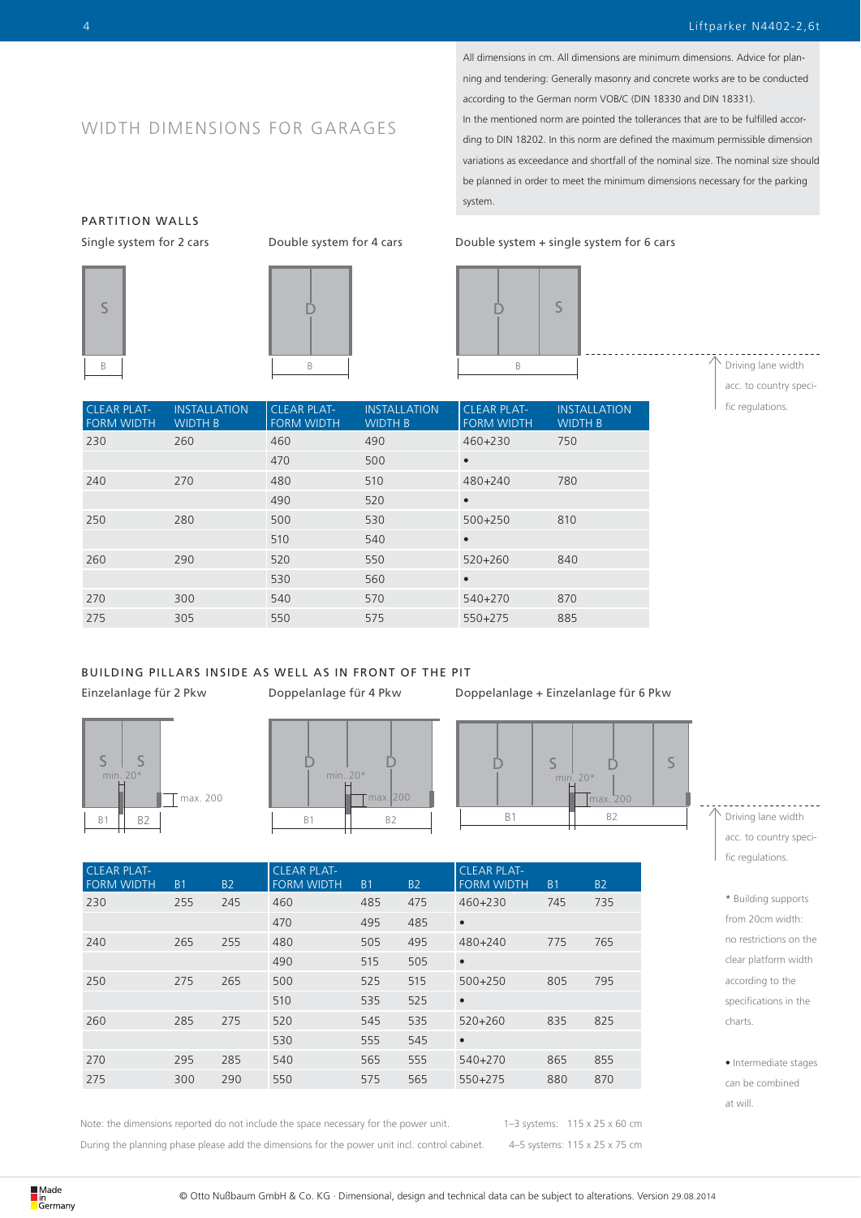## WIDTH DIMENSIONS FOR GARAGES

All dimensions in cm. All dimensions are minimum dimensions. Advice for planning and tendering: Generally masonry and concrete works are to be conducted according to the German norm VOB/C (DIN 18330 and DIN 18331).
In the mentioned norm are pointed the tollerances that are to be fulfilled according to DIN 18202. In this norm are defined the maximum permissible dimension variations as exceedance and shortfall of the nominal size. The nominal size should be planned in order to meet the minimum dimensions necessary for the parking system.

### PARTITION WALLS

Single system for 2 cars | Double system for 4 cars | Double system + single system for 6 cars

Driving lane width acc. to country specific regulations.

| CLEAR PLATFORM WIDTH | INSTALLATION WIDTH B | CLEAR PLATFORM WIDTH | INSTALLATION WIDTH B | CLEAR PLATFORM WIDTH | INSTALLATION WIDTH B |
|---|---|---|---|---|---|
| 230 | 260 | 460 | 490 | 460+230 | 750 |
| | | 470 | 500 | • | |
| 240 | 270 | 480 | 510 | 480+240 | 780 |
| | | 490 | 520 | • | |
| 250 | 280 | 500 | 530 | 500+250 | 810 |
| | | 510 | 540 | • | |
| 260 | 290 | 520 | 550 | 520+260 | 840 |
| | | 530 | 560 | • | |
| 270 | 300 | 540 | 570 | 540+270 | 870 |
| 275 | 305 | 550 | 575 | 550+275 | 885 |

### BUILDING PILLARS INSIDE AS WELL AS IN FRONT OF THE PIT

Einzelanlage für 2 Pkw | Doppelanlage für 4 Pkw | Doppelanlage + Einzelanlage für 6 Pkw

min. 20* / max. 200

Driving lane width acc. to country specific regulations.

| CLEAR PLATFORM WIDTH | B1 | B2 | CLEAR PLATFORM WIDTH | B1 | B2 | CLEAR PLATFORM WIDTH | B1 | B2 |
|---|---|---|---|---|---|---|---|---|
| 230 | 255 | 245 | 460 | 485 | 475 | 460+230 | 745 | 735 |
| | | | 470 | 495 | 485 | • | | |
| 240 | 265 | 255 | 480 | 505 | 495 | 480+240 | 775 | 765 |
| | | | 490 | 515 | 505 | • | | |
| 250 | 275 | 265 | 500 | 525 | 515 | 500+250 | 805 | 795 |
| | | | 510 | 535 | 525 | • | | |
| 260 | 285 | 275 | 520 | 545 | 535 | 520+260 | 835 | 825 |
| | | | 530 | 555 | 545 | • | | |
| 270 | 295 | 285 | 540 | 565 | 555 | 540+270 | 865 | 855 |
| 275 | 300 | 290 | 550 | 575 | 565 | 550+275 | 880 | 870 |

* Building supports from 20cm width: no restrictions on the clear platform width according to the specifications in the charts.

• Intermediate stages can be combined at will.

Note: the dimensions reported do not include the space necessary for the power unit. During the planning phase please add the dimensions for the power unit incl. control cabinet.

1–3 systems: 115 x 25 x 60 cm
4–5 systems: 115 x 25 x 75 cm

© Otto Nußbaum GmbH & Co. KG · Dimensional, design and technical data can be subject to alterations. Version 29.08.2014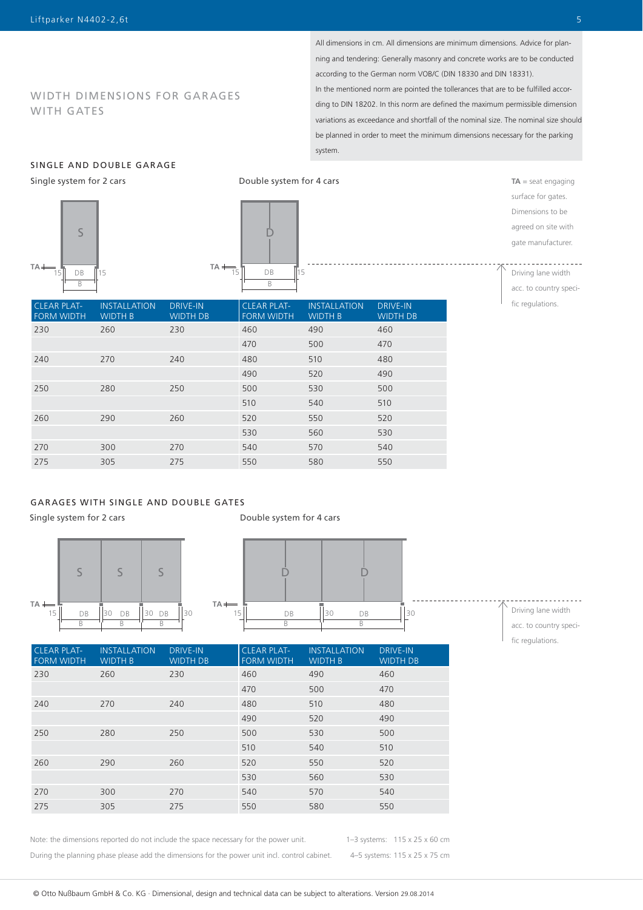# WIDTH DIMENSIONS FOR GARAGES WITH GATES

All dimensions in cm. All dimensions are minimum dimensions. Advice for planning and tendering: Generally masonry and concrete works are to be conducted according to the German norm VOB/C (DIN 18330 and DIN 18331).
In the mentioned norm are pointed the tolerances that are to be fulfilled according to DIN 18202. In this norm are defined the maximum permissible dimension variations as exceedance and shortfall of the nominal size. The nominal size should be planned in order to meet the minimum dimensions necessary for the parking system.

## SINGLE AND DOUBLE GARAGE

Single system for 2 cars

Double system for 4 cars

**TA** = seat engaging surface for gates. Dimensions to be agreed on site with gate manufacturer.

Driving lane width acc. to country specific regulations.

| CLEAR PLATFORM WIDTH | INSTALLATION WIDTH B | DRIVE-IN WIDTH DB | CLEAR PLATFORM WIDTH | INSTALLATION WIDTH B | DRIVE-IN WIDTH DB |
|---|---|---|---|---|---|
| 230 | 260 | 230 | 460 | 490 | 460 |
| | | | 470 | 500 | 470 |
| 240 | 270 | 240 | 480 | 510 | 480 |
| | | | 490 | 520 | 490 |
| 250 | 280 | 250 | 500 | 530 | 500 |
| | | | 510 | 540 | 510 |
| 260 | 290 | 260 | 520 | 550 | 520 |
| | | | 530 | 560 | 530 |
| 270 | 300 | 270 | 540 | 570 | 540 |
| 275 | 305 | 275 | 550 | 580 | 550 |

## GARAGES WITH SINGLE AND DOUBLE GATES

Single system for 2 cars

Double system for 4 cars

Driving lane width acc. to country specific regulations.

| CLEAR PLATFORM WIDTH | INSTALLATION WIDTH B | DRIVE-IN WIDTH DB | CLEAR PLATFORM WIDTH | INSTALLATION WIDTH B | DRIVE-IN WIDTH DB |
|---|---|---|---|---|---|
| 230 | 260 | 230 | 460 | 490 | 460 |
| | | | 470 | 500 | 470 |
| 240 | 270 | 240 | 480 | 510 | 480 |
| | | | 490 | 520 | 490 |
| 250 | 280 | 250 | 500 | 530 | 500 |
| | | | 510 | 540 | 510 |
| 260 | 290 | 260 | 520 | 550 | 520 |
| | | | 530 | 560 | 530 |
| 270 | 300 | 270 | 540 | 570 | 540 |
| 275 | 305 | 275 | 550 | 580 | 550 |

Note: the dimensions reported do not include the space necessary for the power unit. During the planning phase please add the dimensions for the power unit incl. control cabinet.

1–3 systems: 115 x 25 x 60 cm
4–5 systems: 115 x 25 x 75 cm

© Otto Nußbaum GmbH & Co. KG · Dimensional, design and technical data can be subject to alterations. Version 29.08.2014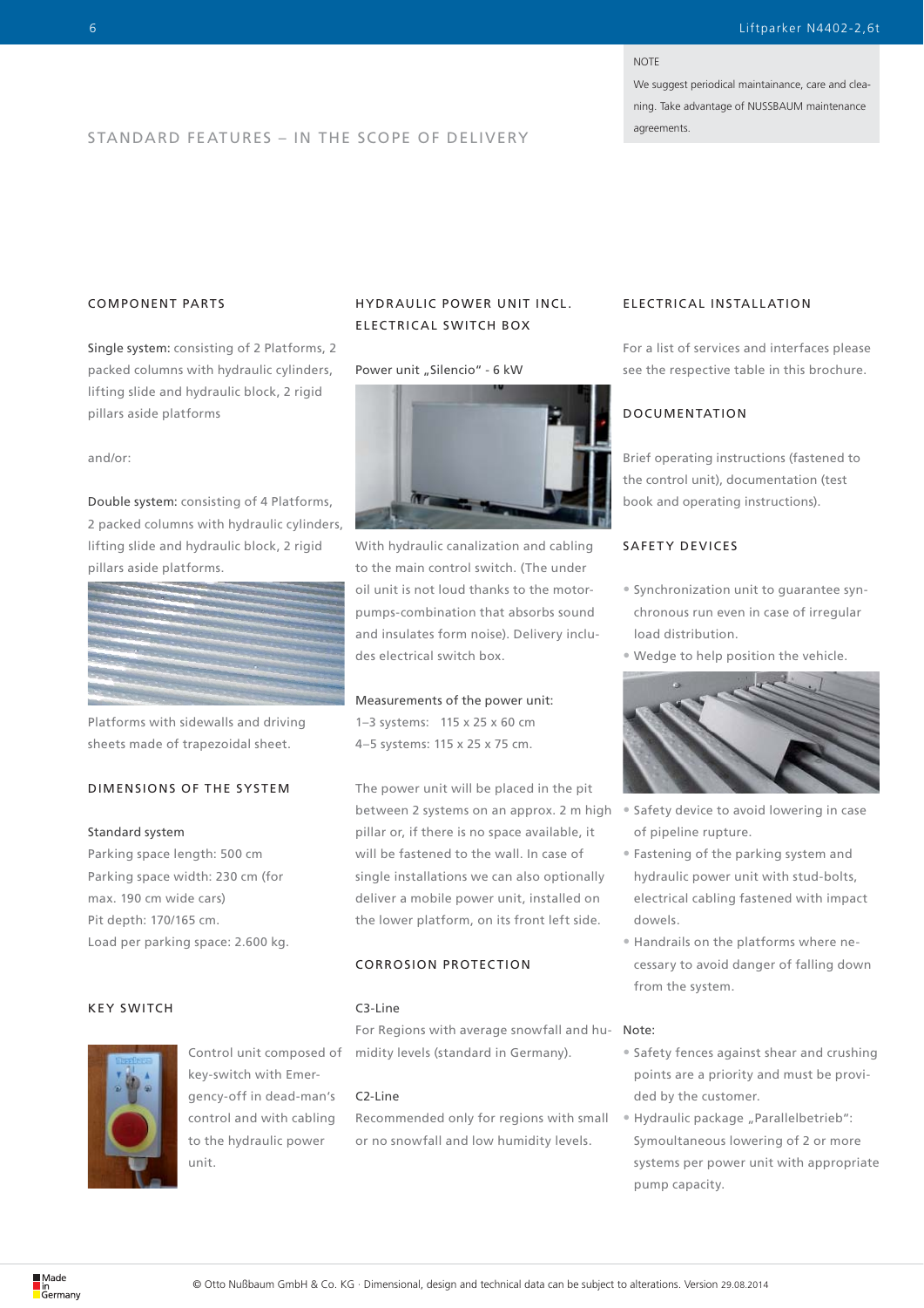NOTE

We suggest periodical maintainance, care and cleaning. Take advantage of NUSSBAUM maintenance agreements.

## STANDARD FEATURES – IN THE SCOPE OF DELIVERY

### COMPONENT PARTS

**Single system:** consisting of 2 Platforms, 2 packed columns with hydraulic cylinders, lifting slide and hydraulic block, 2 rigid pillars aside platforms

and/or:

**Double system:** consisting of 4 Platforms, 2 packed columns with hydraulic cylinders, lifting slide and hydraulic block, 2 rigid pillars aside platforms.

Platforms with sidewalls and driving sheets made of trapezoidal sheet.

### DIMENSIONS OF THE SYSTEM

Standard system
Parking space length: 500 cm
Parking space width: 230 cm (for max. 190 cm wide cars)
Pit depth: 170/165 cm.
Load per parking space: 2.600 kg.

### KEY SWITCH

Control unit composed of key-switch with Emergency-off in dead-man's control and with cabling to the hydraulic power unit.

### HYDRAULIC POWER UNIT INCL. ELECTRICAL SWITCH BOX

Power unit „Silencio" - 6 kW

With hydraulic canalization and cabling to the main control switch. (The under oil unit is not loud thanks to the motor-pumps-combination that absorbs sound and insulates form noise). Delivery includes electrical switch box.

Measurements of the power unit:
1–3 systems: 115 x 25 x 60 cm
4–5 systems: 115 x 25 x 75 cm.

The power unit will be placed in the pit between 2 systems on an approx. 2 m high pillar or, if there is no space available, it will be fastened to the wall. In case of single installations we can also optionally deliver a mobile power unit, installed on the lower platform, on its front left side.

### CORROSION PROTECTION

C3-Line
For Regions with average snowfall and humidity levels (standard in Germany).

C2-Line
Recommended only for regions with small or no snowfall and low humidity levels.

### ELECTRICAL INSTALLATION

For a list of services and interfaces please see the respective table in this brochure.

### DOCUMENTATION

Brief operating instructions (fastened to the control unit), documentation (test book and operating instructions).

### SAFETY DEVICES

- Synchronization unit to guarantee synchronous run even in case of irregular load distribution.
- Wedge to help position the vehicle.
- Safety device to avoid lowering in case of pipeline rupture.
- Fastening of the parking system and hydraulic power unit with stud-bolts, electrical cabling fastened with impact dowels.
- Handrails on the platforms where necessary to avoid danger of falling down from the system.

Note:

- Safety fences against shear and crushing points are a priority and must be provided by the customer.
- Hydraulic package „Parallelbetrieb": Symoultaneous lowering of 2 or more systems per power unit with appropriate pump capacity.

© Otto Nußbaum GmbH & Co. KG · Dimensional, design and technical data can be subject to alterations. Version 29.08.2014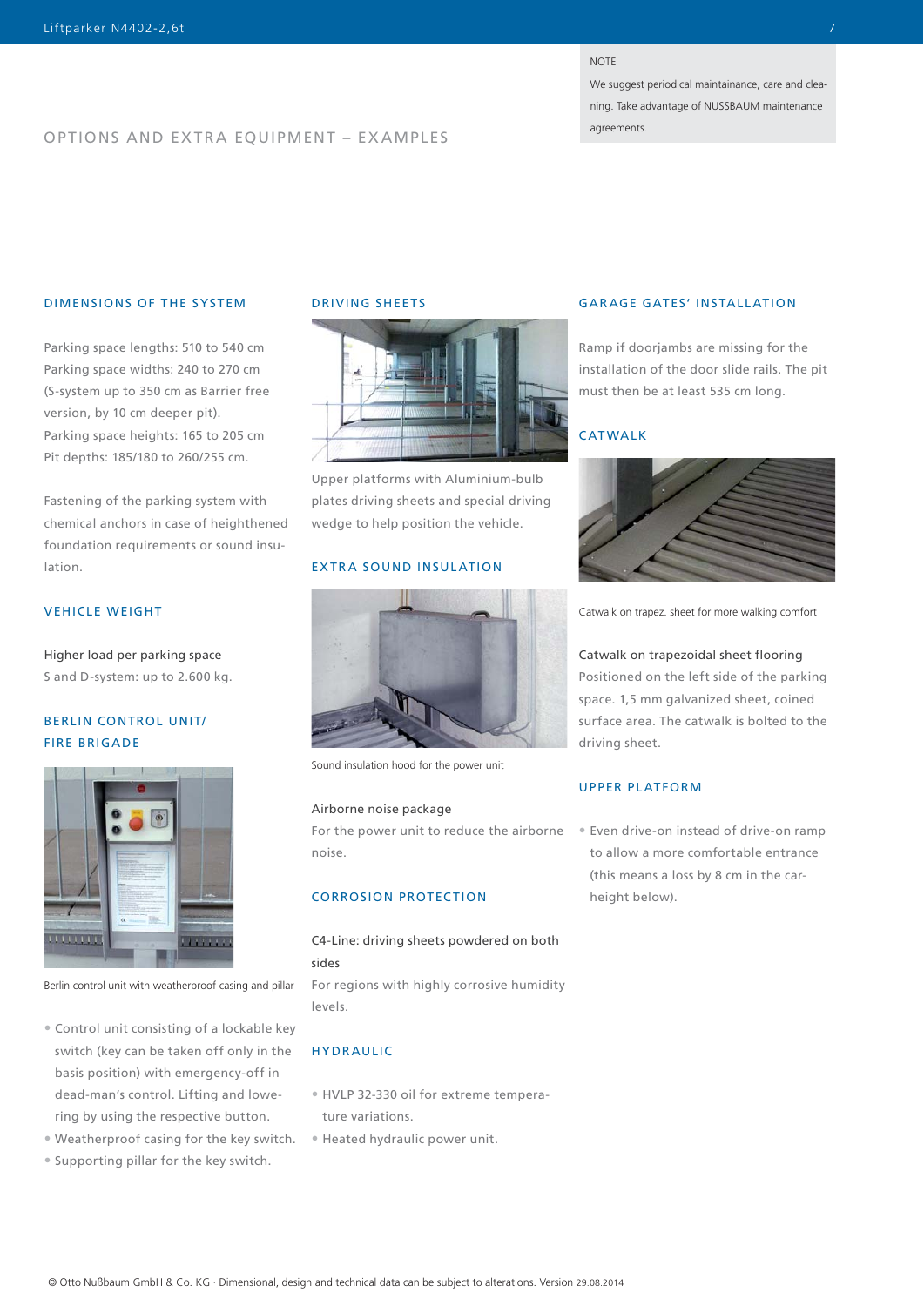NOTE

We suggest periodical maintainance, care and cleaning. Take advantage of NUSSBAUM maintenance agreements.

# OPTIONS AND EXTRA EQUIPMENT – EXAMPLES

## DIMENSIONS OF THE SYSTEM

Parking space lengths: 510 to 540 cm
Parking space widths: 240 to 270 cm (S-system up to 350 cm as Barrier free version, by 10 cm deeper pit).
Parking space heights: 165 to 205 cm
Pit depths: 185/180 to 260/255 cm.

Fastening of the parking system with chemical anchors in case of heighthened foundation requirements or sound insulation.

## VEHICLE WEIGHT

Higher load per parking space
S and D-system: up to 2.600 kg.

## BERLIN CONTROL UNIT/ FIRE BRIGADE

Berlin control unit with weatherproof casing and pillar

- Control unit consisting of a lockable key switch (key can be taken off only in the basis position) with emergency-off in dead-man's control. Lifting and lowering by using the respective button.
- Weatherproof casing for the key switch.
- Supporting pillar for the key switch.

## DRIVING SHEETS

Upper platforms with Aluminium-bulb plates driving sheets and special driving wedge to help position the vehicle.

## EXTRA SOUND INSULATION

Sound insulation hood for the power unit

Airborne noise package
For the power unit to reduce the airborne noise.

## CORROSION PROTECTION

C4-Line: driving sheets powdered on both sides
For regions with highly corrosive humidity levels.

## HYDRAULIC

- HVLP 32-330 oil for extreme temperature variations.
- Heated hydraulic power unit.

## GARAGE GATES' INSTALLATION

Ramp if doorjambs are missing for the installation of the door slide rails. The pit must then be at least 535 cm long.

## CATWALK

Catwalk on trapez. sheet for more walking comfort

Catwalk on trapezoidal sheet flooring
Positioned on the left side of the parking space. 1,5 mm galvanized sheet, coined surface area. The catwalk is bolted to the driving sheet.

## UPPER PLATFORM

- Even drive-on instead of drive-on ramp to allow a more comfortable entrance (this means a loss by 8 cm in the car-height below).

© Otto Nußbaum GmbH & Co. KG · Dimensional, design and technical data can be subject to alterations. Version 29.08.2014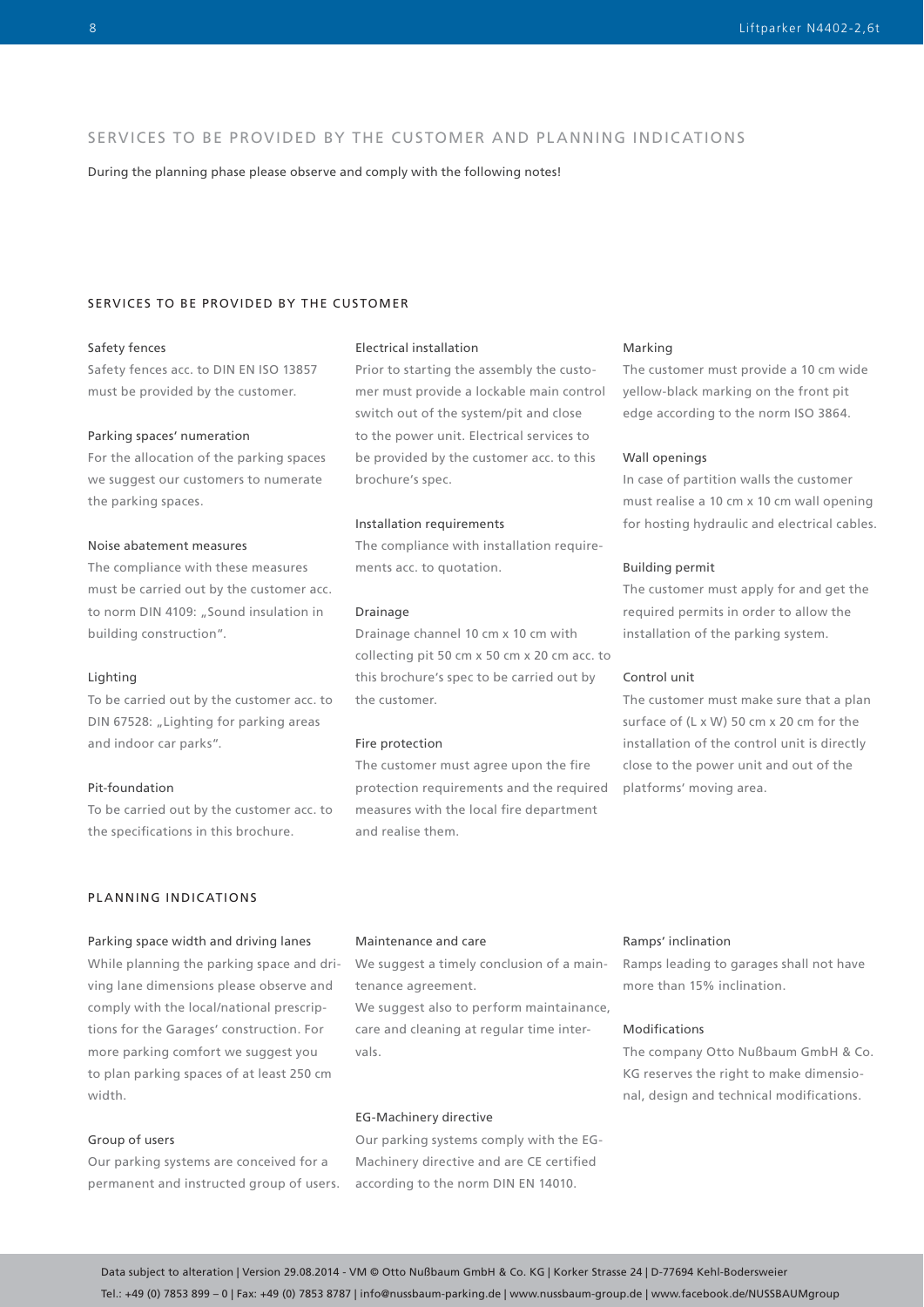## SERVICES TO BE PROVIDED BY THE CUSTOMER AND PLANNING INDICATIONS

During the planning phase please observe and comply with the following notes!

### SERVICES TO BE PROVIDED BY THE CUSTOMER

#### Safety fences

Safety fences acc. to DIN EN ISO 13857 must be provided by the customer.

#### Parking spaces' numeration

For the allocation of the parking spaces we suggest our customers to numerate the parking spaces.

#### Noise abatement measures

The compliance with these measures must be carried out by the customer acc. to norm DIN 4109: „Sound insulation in building construction".

#### Lighting

To be carried out by the customer acc. to DIN 67528: „Lighting for parking areas and indoor car parks".

#### Pit-foundation

To be carried out by the customer acc. to the specifications in this brochure.

#### Electrical installation

Prior to starting the assembly the customer must provide a lockable main control switch out of the system/pit and close to the power unit. Electrical services to be provided by the customer acc. to this brochure's spec.

#### Installation requirements

The compliance with installation requirements acc. to quotation.

#### Drainage

Drainage channel 10 cm x 10 cm with collecting pit 50 cm x 50 cm x 20 cm acc. to this brochure's spec to be carried out by the customer.

#### Fire protection

The customer must agree upon the fire protection requirements and the required measures with the local fire department and realise them.

#### Marking

The customer must provide a 10 cm wide yellow-black marking on the front pit edge according to the norm ISO 3864.

#### Wall openings

In case of partition walls the customer must realise a 10 cm x 10 cm wall opening for hosting hydraulic and electrical cables.

#### Building permit

The customer must apply for and get the required permits in order to allow the installation of the parking system.

#### Control unit

The customer must make sure that a plan surface of (L x W) 50 cm x 20 cm for the installation of the control unit is directly close to the power unit and out of the platforms' moving area.

### PLANNING INDICATIONS

#### Parking space width and driving lanes

While planning the parking space and driving lane dimensions please observe and comply with the local/national prescriptions for the Garages' construction. For more parking comfort we suggest you to plan parking spaces of at least 250 cm width.

#### Group of users

Our parking systems are conceived for a permanent and instructed group of users.

#### Maintenance and care

We suggest a timely conclusion of a maintenance agreement.
We suggest also to perform maintainance, care and cleaning at regular time intervals.

#### EG-Machinery directive

Our parking systems comply with the EG-Machinery directive and are CE certified according to the norm DIN EN 14010.

#### Ramps' inclination

Ramps leading to garages shall not have more than 15% inclination.

#### Modifications

The company Otto Nußbaum GmbH & Co. KG reserves the right to make dimensional, design and technical modifications.

Data subject to alteration | Version 29.08.2014 - VM © Otto Nußbaum GmbH & Co. KG | Korker Strasse 24 | D-77694 Kehl-Bodersweier
Tel.: +49 (0) 7853 899 – 0 | Fax: +49 (0) 7853 8787 | info@nussbaum-parking.de | www.nussbaum-group.de | www.facebook.de/NUSSBAUMgroup